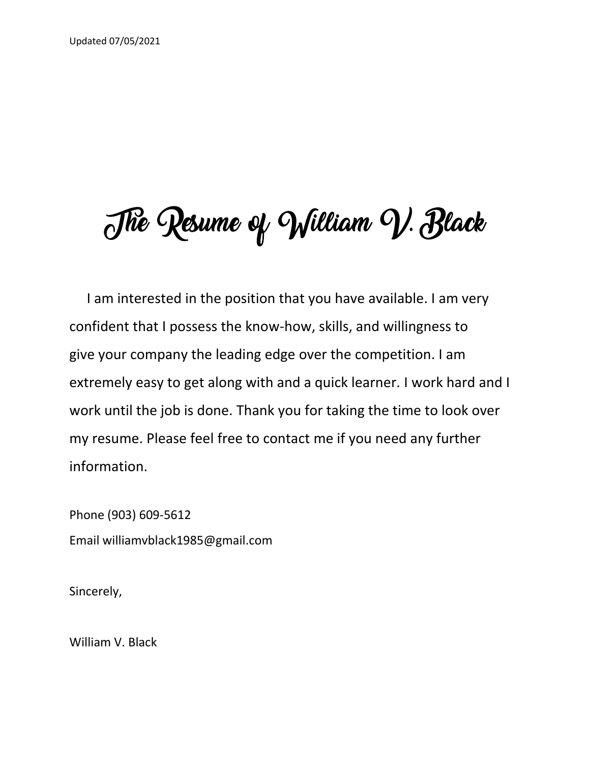Updated 07/05/2021

# The Resume of William V. Black

I am interested in the position that you have available. I am very confident that I possess the know-how, skills, and willingness to give your company the leading edge over the competition. I am extremely easy to get along with and a quick learner. I work hard and I work until the job is done. Thank you for taking the time to look over my resume. Please feel free to contact me if you need any further information.

Phone (903) 609-5612

Email williamvblack1985@gmail.com

Sincerely,

William V. Black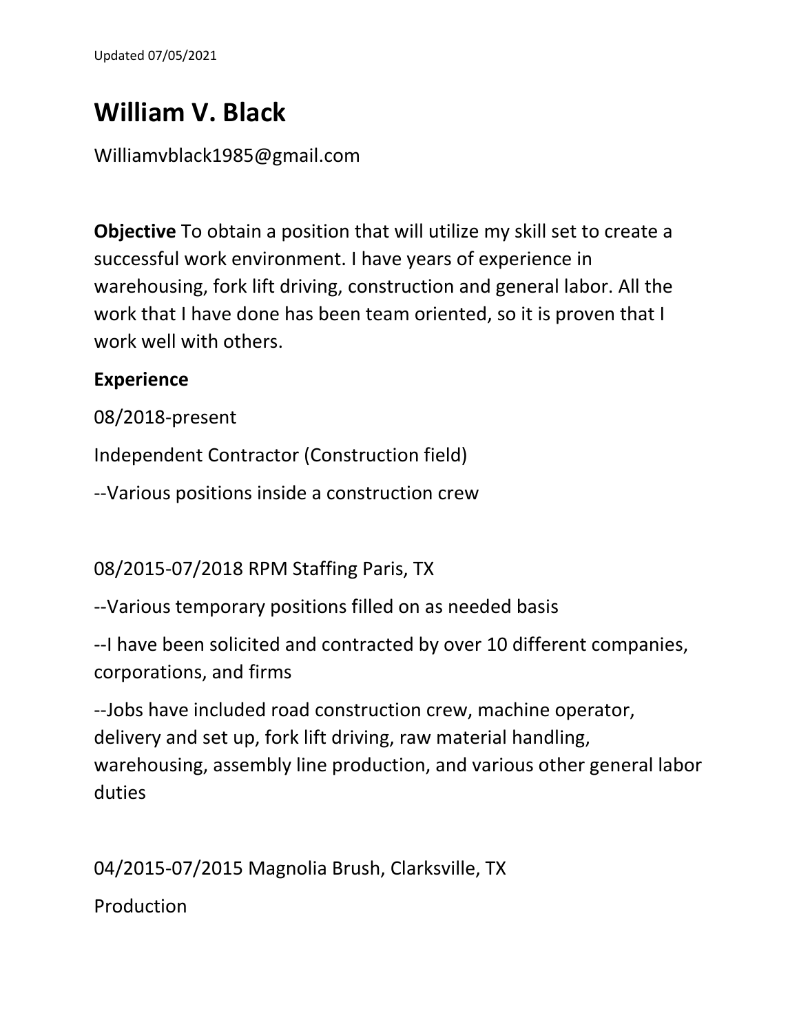Updated 07/05/2021

# William V. Black

Williamvblack1985@gmail.com

**Objective** To obtain a position that will utilize my skill set to create a successful work environment. I have years of experience in warehousing, fork lift driving, construction and general labor. All the work that I have done has been team oriented, so it is proven that I work well with others.

**Experience**

08/2018-present

Independent Contractor (Construction field)

--Various positions inside a construction crew

08/2015-07/2018 RPM Staffing Paris, TX

--Various temporary positions filled on as needed basis

--I have been solicited and contracted by over 10 different companies, corporations, and firms

--Jobs have included road construction crew, machine operator, delivery and set up, fork lift driving, raw material handling, warehousing, assembly line production, and various other general labor duties

04/2015-07/2015 Magnolia Brush, Clarksville, TX

Production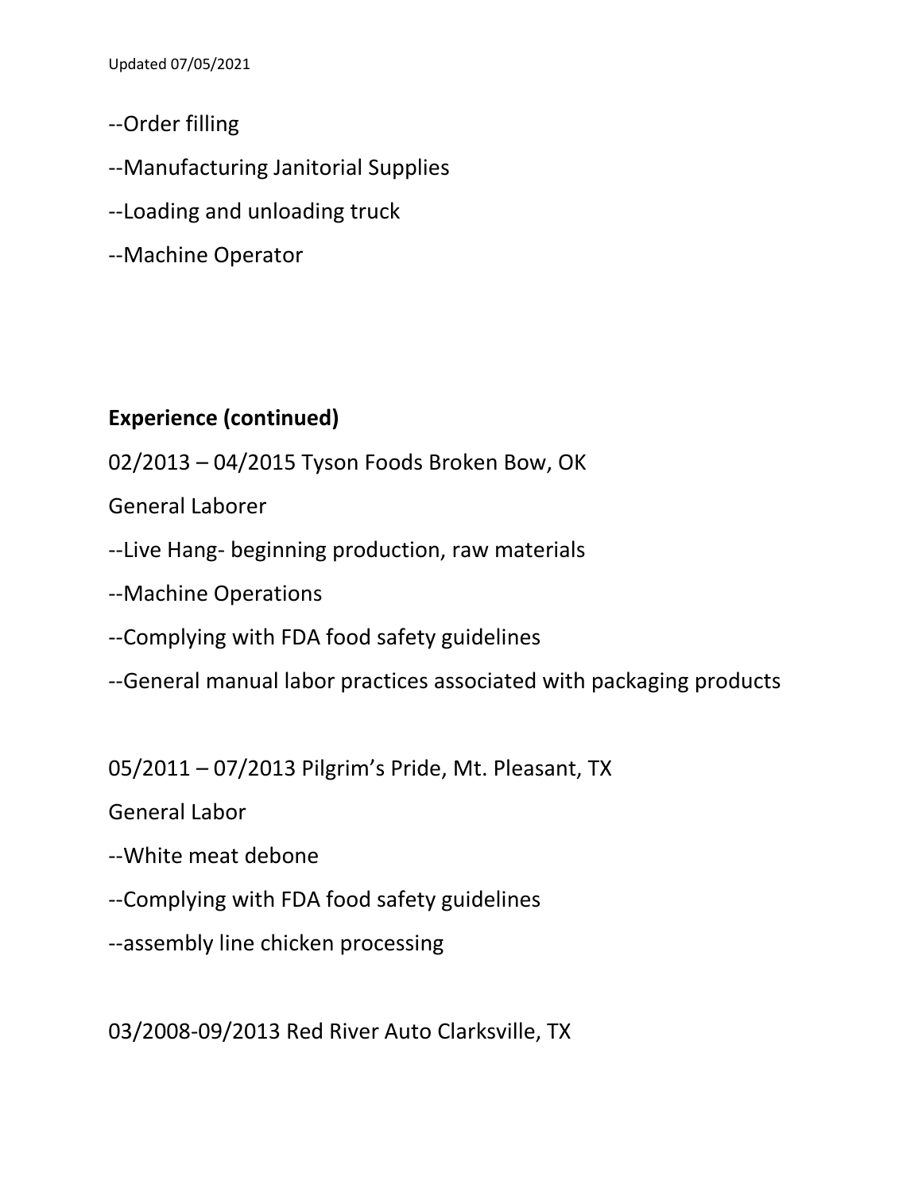--Order filling

--Manufacturing Janitorial Supplies

--Loading and unloading truck

--Machine Operator

**Experience (continued)**

02/2013 – 04/2015 Tyson Foods Broken Bow, OK

General Laborer

--Live Hang- beginning production, raw materials

--Machine Operations

--Complying with FDA food safety guidelines

--General manual labor practices associated with packaging products

05/2011 – 07/2013 Pilgrim's Pride, Mt. Pleasant, TX

General Labor

--White meat debone

--Complying with FDA food safety guidelines

--assembly line chicken processing

03/2008-09/2013 Red River Auto Clarksville, TX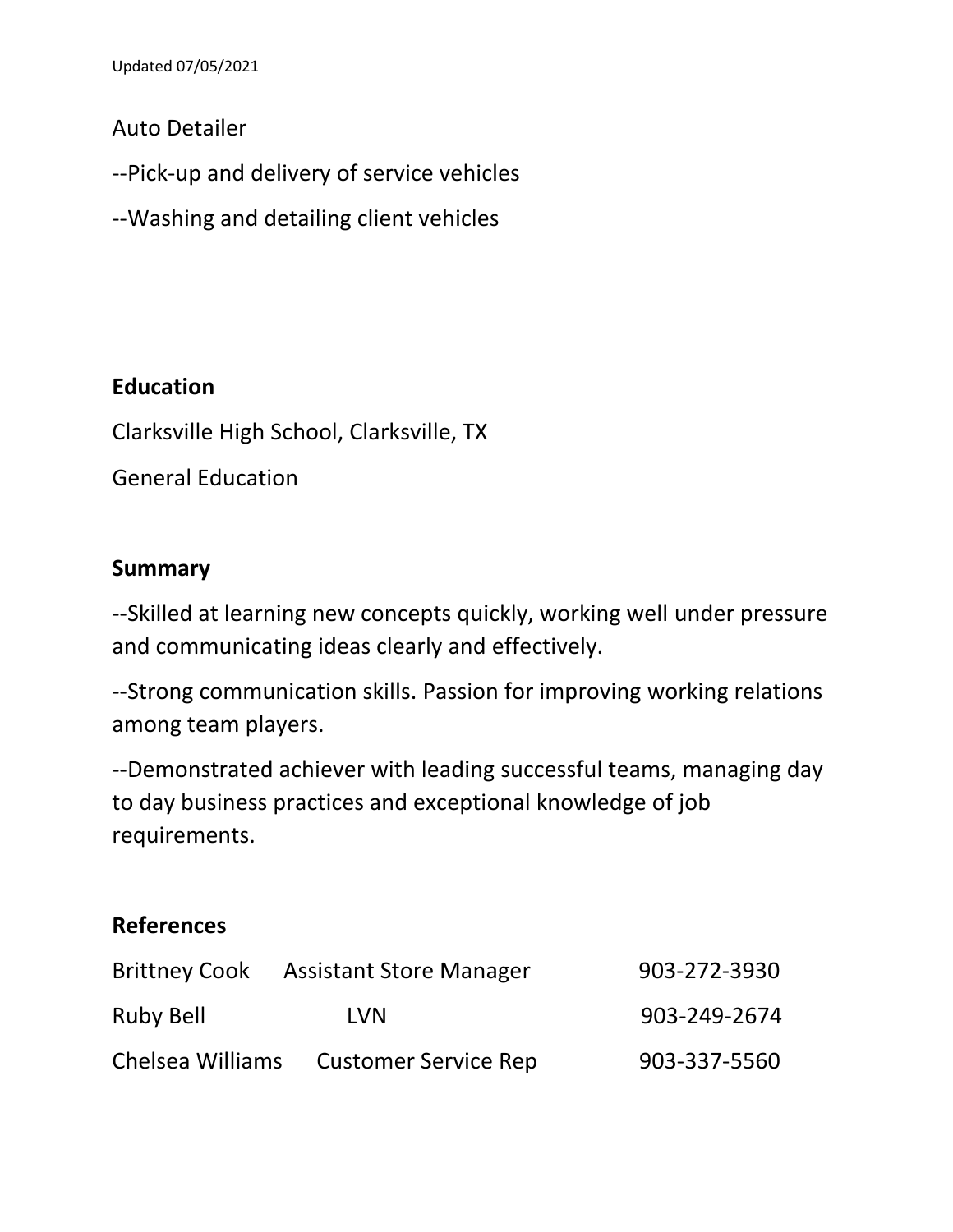Auto Detailer

--Pick-up and delivery of service vehicles

--Washing and detailing client vehicles

## Education

Clarksville High School, Clarksville, TX

General Education

## Summary

--Skilled at learning new concepts quickly, working well under pressure and communicating ideas clearly and effectively.

--Strong communication skills. Passion for improving working relations among team players.

--Demonstrated achiever with leading successful teams, managing day to day business practices and exceptional knowledge of job requirements.

## References

| | | |
|---|---|---|
| Brittney Cook | Assistant Store Manager | 903-272-3930 |
| Ruby Bell | LVN | 903-249-2674 |
| Chelsea Williams | Customer Service Rep | 903-337-5560 |